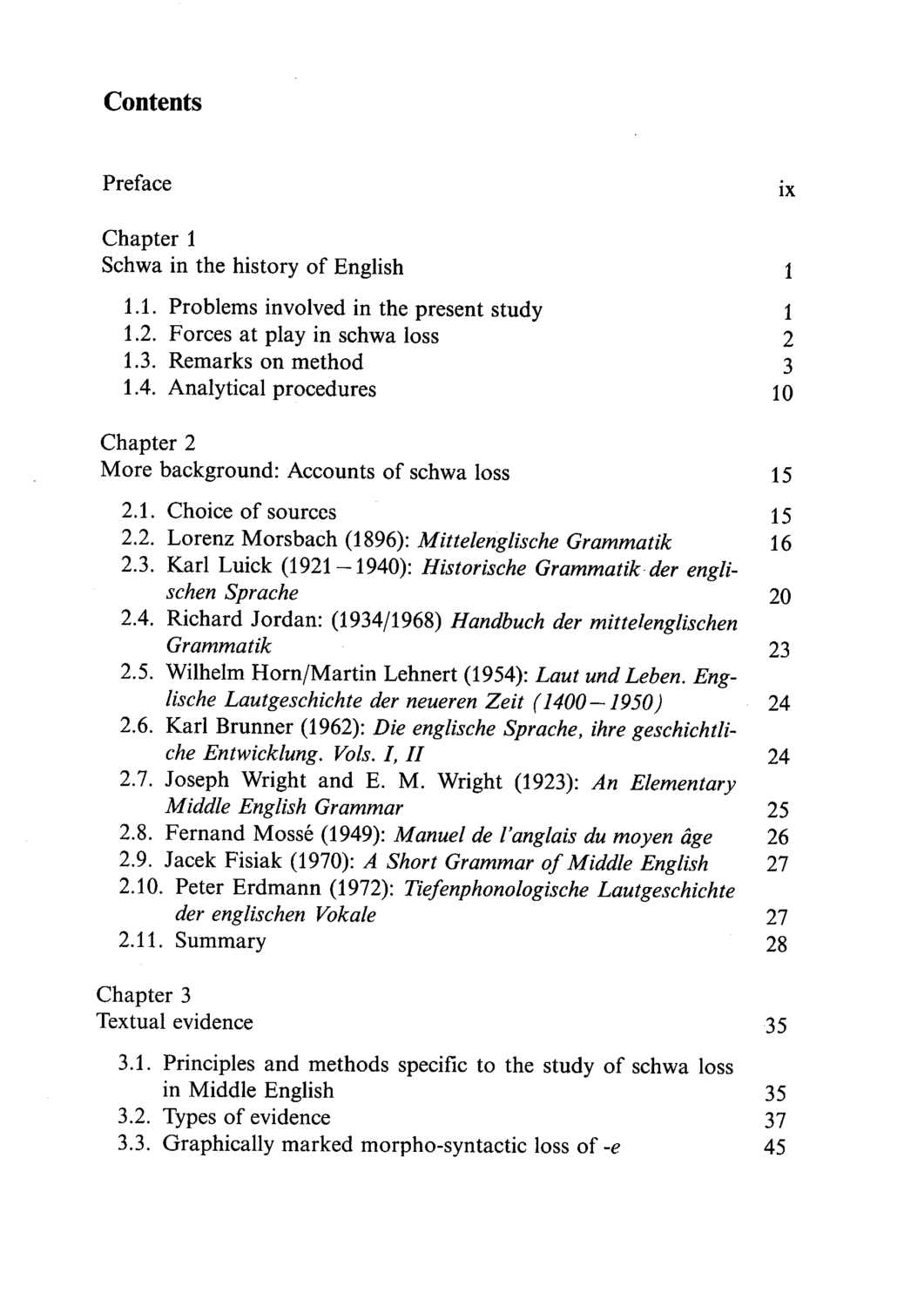# Contents

Preface ix

Chapter 1
Schwa in the history of English 1

- 1.1. Problems involved in the present study 1
- 1.2. Forces at play in schwa loss 2
- 1.3. Remarks on method 3
- 1.4. Analytical procedures 10

Chapter 2
More background: Accounts of schwa loss 15

- 2.1. Choice of sources 15
- 2.2. Lorenz Morsbach (1896): *Mittelenglische Grammatik* 16
- 2.3. Karl Luick (1921–1940): *Historische Grammatik der englischen Sprache* 20
- 2.4. Richard Jordan: (1934/1968) *Handbuch der mittelenglischen Grammatik* 23
- 2.5. Wilhelm Horn/Martin Lehnert (1954): *Laut und Leben. Englische Lautgeschichte der neueren Zeit (1400–1950)* 24
- 2.6. Karl Brunner (1962): *Die englische Sprache, ihre geschichtliche Entwicklung. Vols. I, II* 24
- 2.7. Joseph Wright and E. M. Wright (1923): *An Elementary Middle English Grammar* 25
- 2.8. Fernand Mossé (1949): *Manuel de l'anglais du moyen âge* 26
- 2.9. Jacek Fisiak (1970): *A Short Grammar of Middle English* 27
- 2.10. Peter Erdmann (1972): *Tiefenphonologische Lautgeschichte der englischen Vokale* 27
- 2.11. Summary 28

Chapter 3
Textual evidence 35

- 3.1. Principles and methods specific to the study of schwa loss in Middle English 35
- 3.2. Types of evidence 37
- 3.3. Graphically marked morpho-syntactic loss of *-e* 45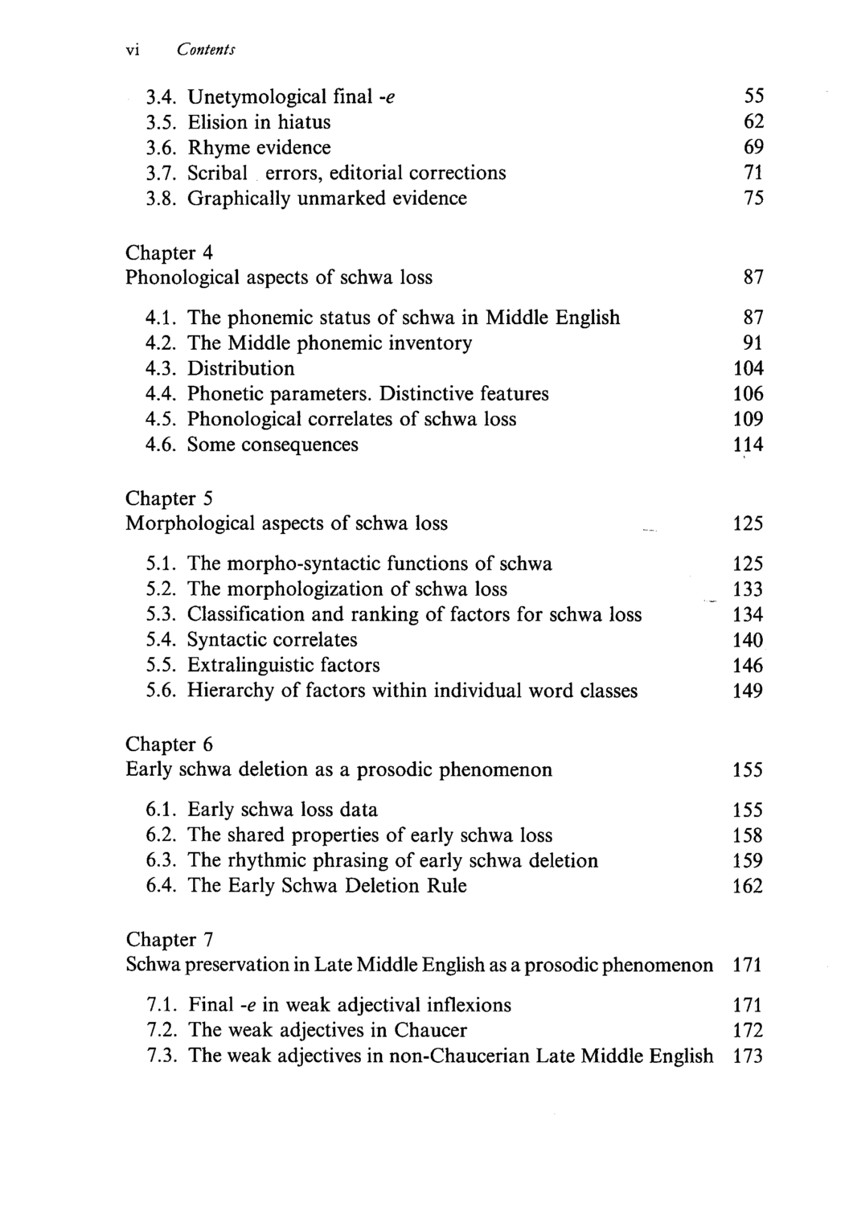3.4. Unetymological final *-e* 55
3.5. Elision in hiatus 62
3.6. Rhyme evidence 69
3.7. Scribal errors, editorial corrections 71
3.8. Graphically unmarked evidence 75

Chapter 4
Phonological aspects of schwa loss 87

4.1. The phonemic status of schwa in Middle English 87
4.2. The Middle phonemic inventory 91
4.3. Distribution 104
4.4. Phonetic parameters. Distinctive features 106
4.5. Phonological correlates of schwa loss 109
4.6. Some consequences 114

Chapter 5
Morphological aspects of schwa loss 125

5.1. The morpho-syntactic functions of schwa 125
5.2. The morphologization of schwa loss 133
5.3. Classification and ranking of factors for schwa loss 134
5.4. Syntactic correlates 140
5.5. Extralinguistic factors 146
5.6. Hierarchy of factors within individual word classes 149

Chapter 6
Early schwa deletion as a prosodic phenomenon 155

6.1. Early schwa loss data 155
6.2. The shared properties of early schwa loss 158
6.3. The rhythmic phrasing of early schwa deletion 159
6.4. The Early Schwa Deletion Rule 162

Chapter 7
Schwa preservation in Late Middle English as a prosodic phenomenon 171

7.1. Final *-e* in weak adjectival inflexions 171
7.2. The weak adjectives in Chaucer 172
7.3. The weak adjectives in non-Chaucerian Late Middle English 173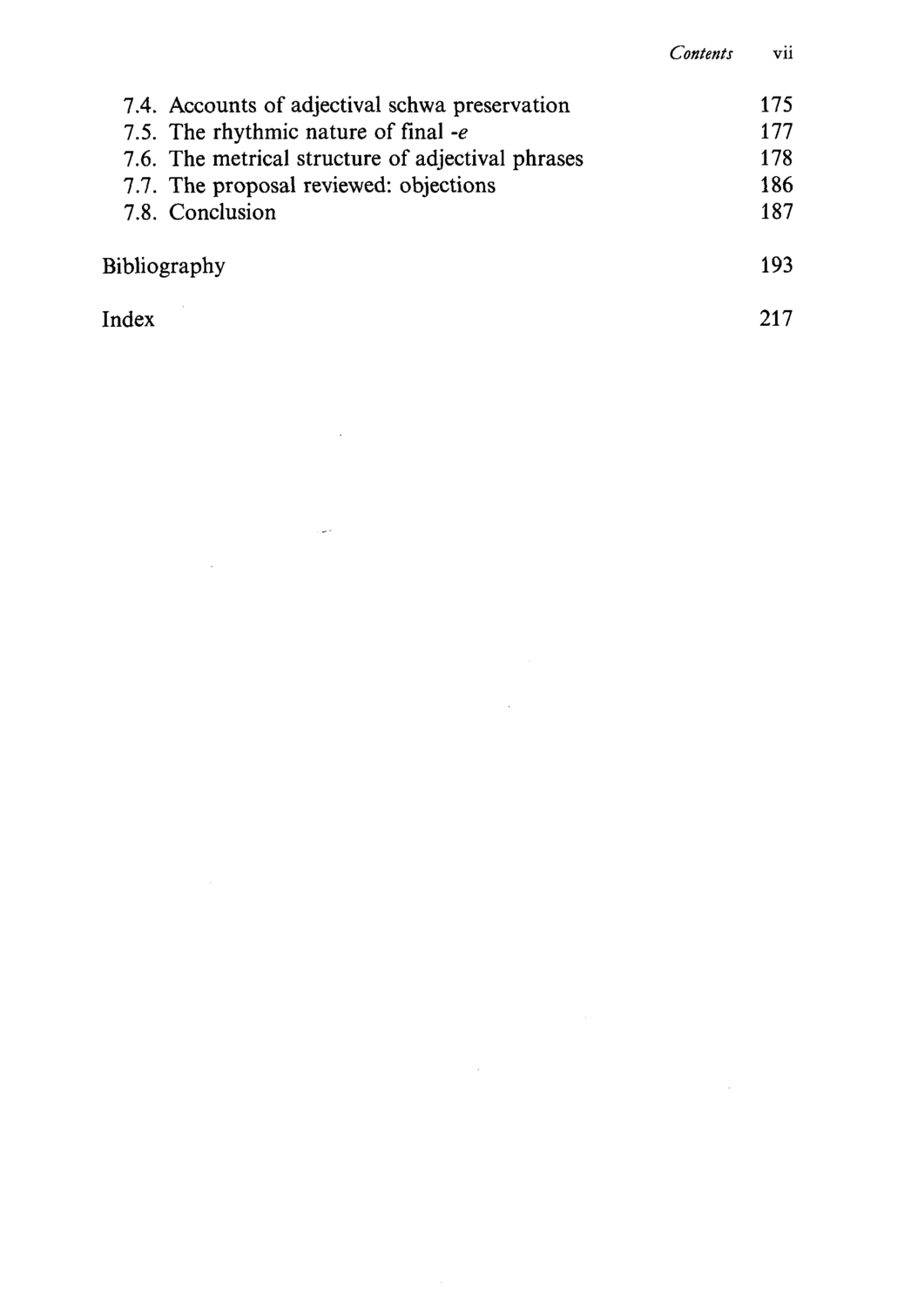| | |
|---|---|
| 7.4. Accounts of adjectival schwa preservation | 175 |
| 7.5. The rhythmic nature of final *-e* | 177 |
| 7.6. The metrical structure of adjectival phrases | 178 |
| 7.7. The proposal reviewed: objections | 186 |
| 7.8. Conclusion | 187 |
| Bibliography | 193 |
| Index | 217 |